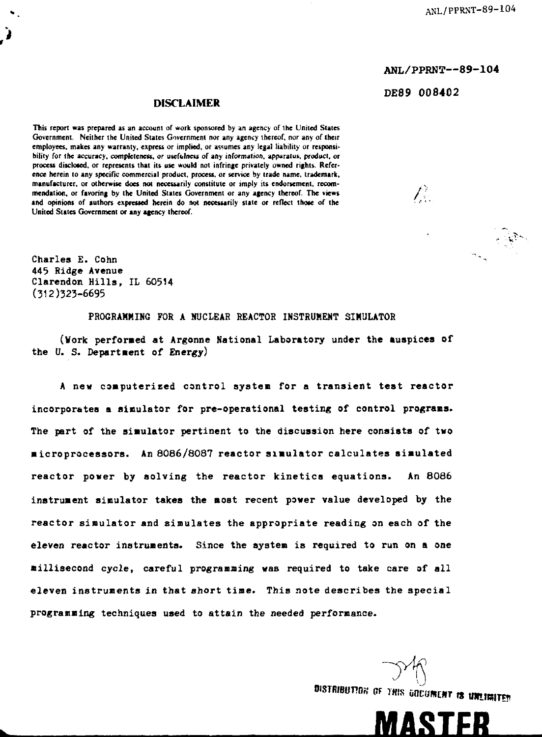ANL/PPRNT--89-104

DE89 008402

## DISCLAIMER

This report was prepared as an account of work sponsored by an agency of the United States Government. Neither the United States Government nor any agency thereof, nor any of their employees, makes any warranty, express or implied, or assumes any legal liability or responsibility for the accuracy, completeness, or usefulness of any information, apparatus, product, or process disclosed, or represents that its use would not infringe privately owned rights. Reference herein to any specific commercial product, process, or service by trade name, trademark, manufacturer, or otherwise does not necessarily constitute or imply its endorsement, recommendation, or favoring by the United States Government or any agency thereof. The views and opinions of authors expressed herein do not necessarily state or reflect those of the United States Government or any agency thereof.

Charles E. Cohn
445 Ridge Avenue
Clarendon Hills, IL 60514
(312)323-6695

# PROGRAMMING FOR A NUCLEAR REACTOR INSTRUMENT SIMULATOR

(Work performed at Argonne National Laboratory under the auspices of the U. S. Department of Energy)

A new computerized control system for a transient test reactor incorporates a simulator for pre-operational testing of control programs. The part of the simulator pertinent to the discussion here consists of two microprocessors. An 8086/8087 reactor simulator calculates simulated reactor power by solving the reactor kinetics equations. An 8086 instrument simulator takes the most recent power value developed by the reactor simulator and simulates the appropriate reading on each of the eleven reactor instruments. Since the system is required to run on a one millisecond cycle, careful programming was required to take care of all eleven instruments in that short time. This note describes the special programming techniques used to attain the needed performance.

DISTRIBUTION OF THIS DOCUMENT IS UNLIMITED

**MASTER**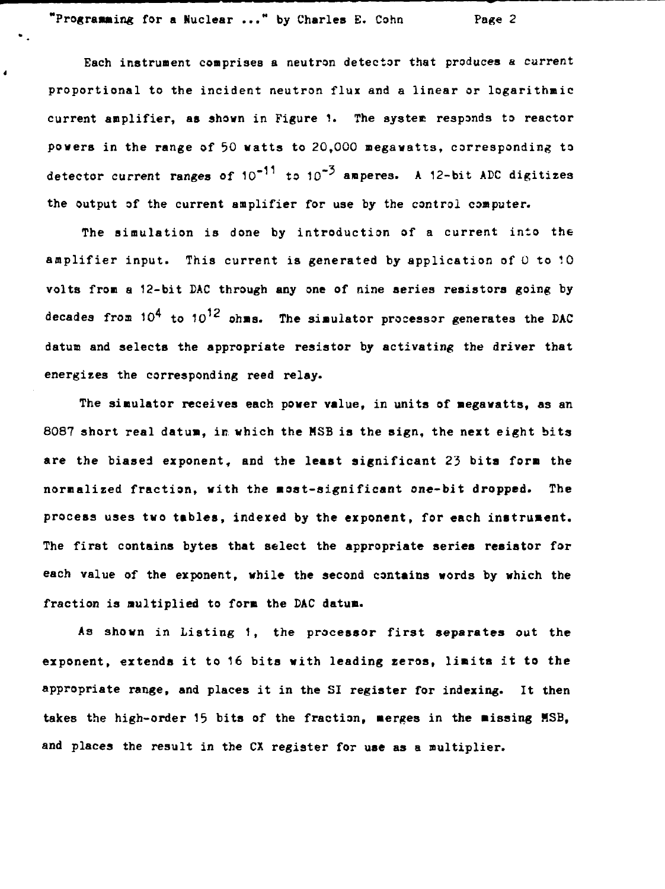Each instrument comprises a neutron detector that produces a current proportional to the incident neutron flux and a linear or logarithmic current amplifier, as shown in Figure 1. The system responds to reactor powers in the range of 50 watts to 20,000 megawatts, corresponding to detector current ranges of $10^{-11}$ to $10^{-3}$ amperes. A 12-bit ADC digitizes the output of the current amplifier for use by the control computer.

The simulation is done by introduction of a current into the amplifier input. This current is generated by application of 0 to 10 volts from a 12-bit DAC through any one of nine series resistors going by decades from $10^4$ to $10^{12}$ ohms. The simulator processor generates the DAC datum and selects the appropriate resistor by activating the driver that energizes the corresponding reed relay.

The simulator receives each power value, in units of megawatts, as an 8087 short real datum, in which the MSB is the sign, the next eight bits are the biased exponent, and the least significant 23 bits form the normalized fraction, with the most-significant one-bit dropped. The process uses two tables, indexed by the exponent, for each instrument. The first contains bytes that select the appropriate series resistor for each value of the exponent, while the second contains words by which the fraction is multiplied to form the DAC datum.

As shown in Listing 1, the processor first separates out the exponent, extends it to 16 bits with leading zeros, limits it to the appropriate range, and places it in the SI register for indexing. It then takes the high-order 15 bits of the fraction, merges in the missing MSB, and places the result in the CX register for use as a multiplier.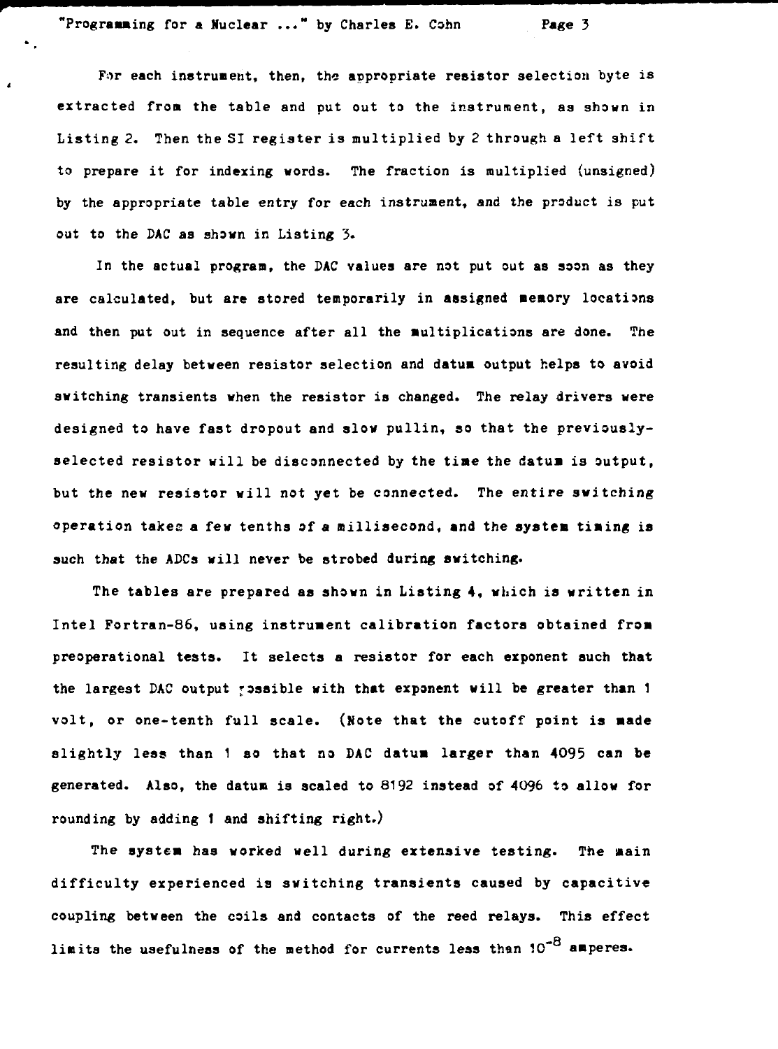For each instrument, then, the appropriate resistor selection byte is extracted from the table and put out to the instrument, as shown in Listing 2. Then the SI register is multiplied by 2 through a left shift to prepare it for indexing words. The fraction is multiplied (unsigned) by the appropriate table entry for each instrument, and the product is put out to the DAC as shown in Listing 3.

In the actual program, the DAC values are not put out as soon as they are calculated, but are stored temporarily in assigned memory locations and then put out in sequence after all the multiplications are done. The resulting delay between resistor selection and datum output helps to avoid switching transients when the resistor is changed. The relay drivers were designed to have fast dropout and slow pullin, so that the previously-selected resistor will be disconnected by the time the datum is output, but the new resistor will not yet be connected. The entire switching operation takes a few tenths of a millisecond, and the system timing is such that the ADCs will never be strobed during switching.

The tables are prepared as shown in Listing 4, which is written in Intel Fortran-86, using instrument calibration factors obtained from preoperational tests. It selects a resistor for each exponent such that the largest DAC output possible with that exponent will be greater than 1 volt, or one-tenth full scale. (Note that the cutoff point is made slightly less than 1 so that no DAC datum larger than 4095 can be generated. Also, the datum is scaled to 8192 instead of 4096 to allow for rounding by adding 1 and shifting right.)

The system has worked well during extensive testing. The main difficulty experienced is switching transients caused by capacitive coupling between the coils and contacts of the reed relays. This effect limits the usefulness of the method for currents less than $10^{-8}$ amperes.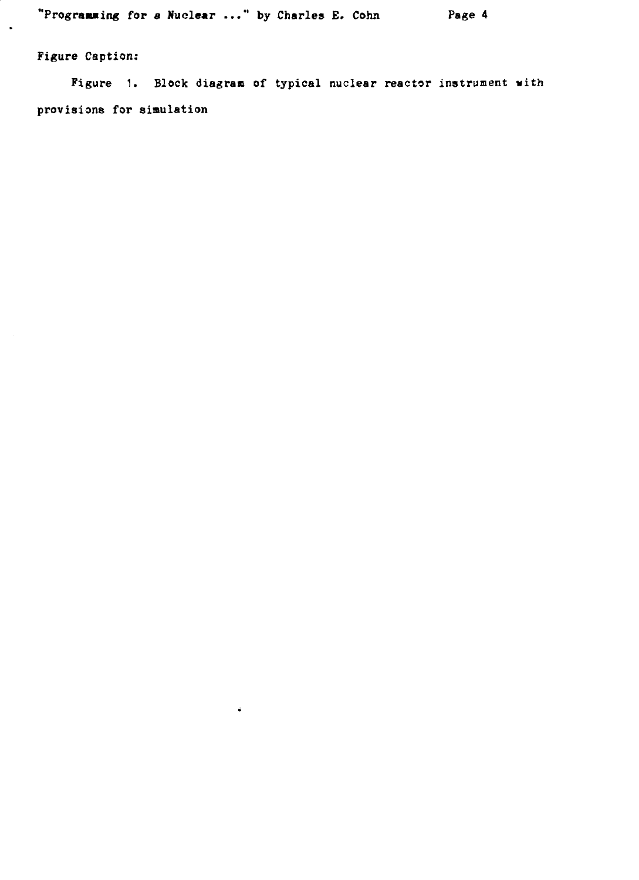Figure Caption:

Figure 1. Block diagram of typical nuclear reactor instrument with provisions for simulation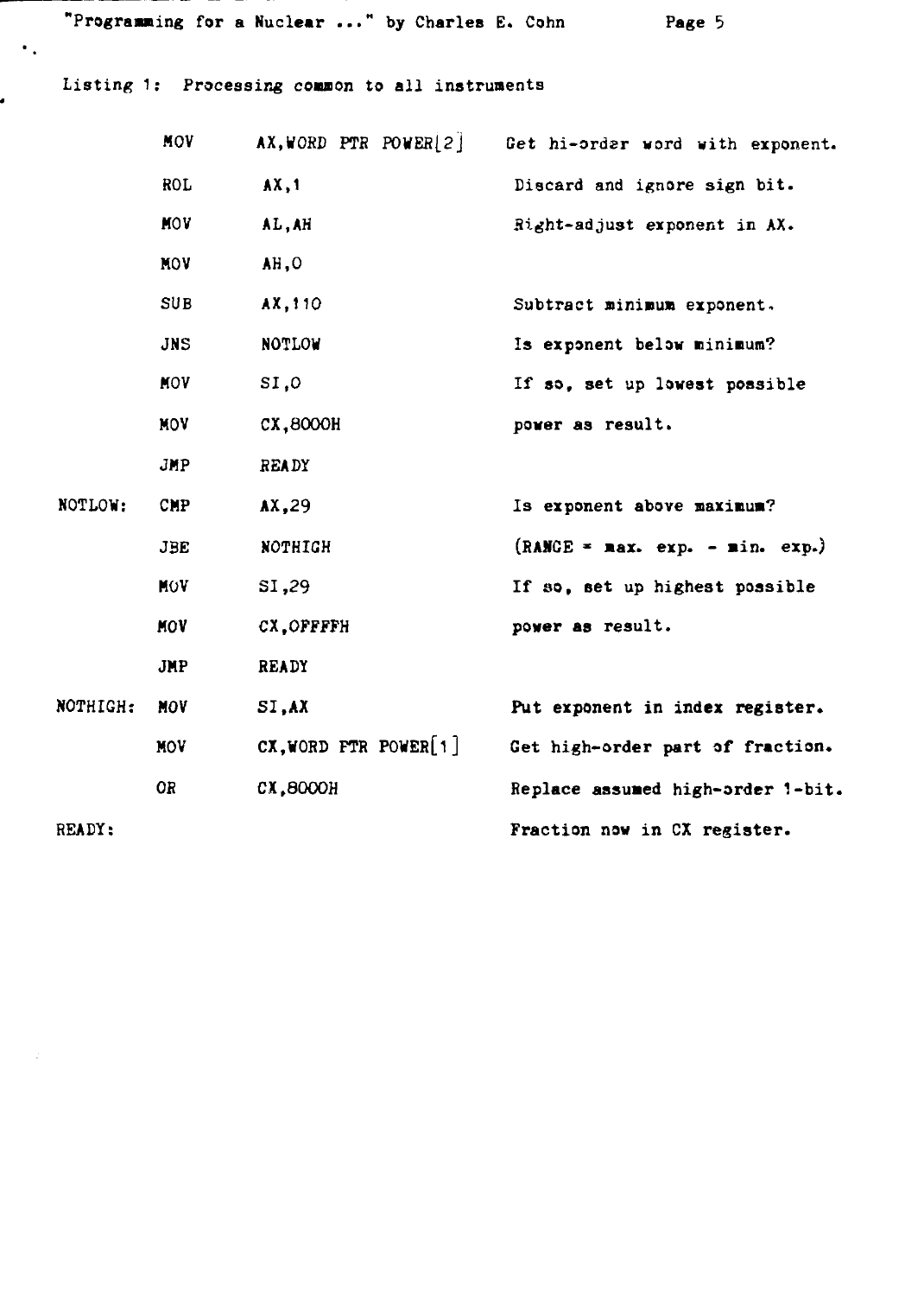Listing 1: Processing common to all instruments

```
          MOV    AX,WORD PTR POWER[2]   Get hi-order word with exponent.
          ROL    AX,1                   Discard and ignore sign bit.
          MOV    AL,AH                  Right-adjust exponent in AX.
          MOV    AH,0
          SUB    AX,110                 Subtract minimum exponent.
          JNS    NOTLOW                 Is exponent below minimum?
          MOV    SI,0                   If so, set up lowest possible
          MOV    CX,8000H               power as result.
          JMP    READY
NOTLOW:   CMP    AX,29                  Is exponent above maximum?
          JBE    NOTHIGH                (RANGE = max. exp. - min. exp.)
          MOV    SI,29                  If so, set up highest possible
          MOV    CX,0FFFFH              power as result.
          JMP    READY
NOTHIGH:  MOV    SI,AX                  Put exponent in index register.
          MOV    CX,WORD PTR POWER[1]   Get high-order part of fraction.
          OR     CX,8000H               Replace assumed high-order 1-bit.
READY:                                  Fraction now in CX register.
```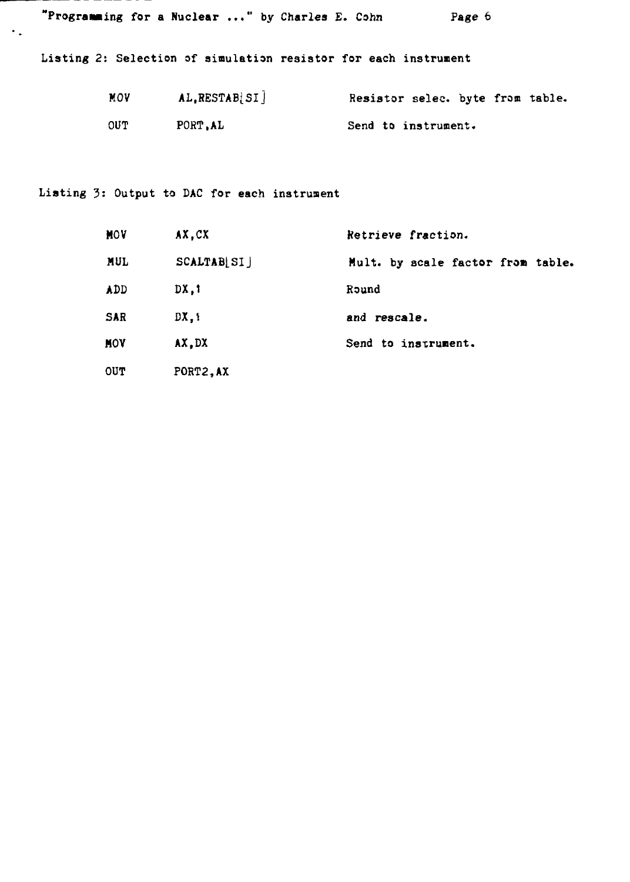Listing 2: Selection of simulation resistor for each instrument

```
MOV     AL,RESTAB[SI]     Resistor selec. byte from table.
OUT     PORT,AL           Send to instrument.
```

Listing 3: Output to DAC for each instrument

```
MOV     AX,CX             Retrieve fraction.
MUL     SCALTAB[SI]       Mult. by scale factor from table.
ADD     DX,1              Round
SAR     DX,1              and rescale.
MOV     AX,DX             Send to instrument.
OUT     PORT2,AX
```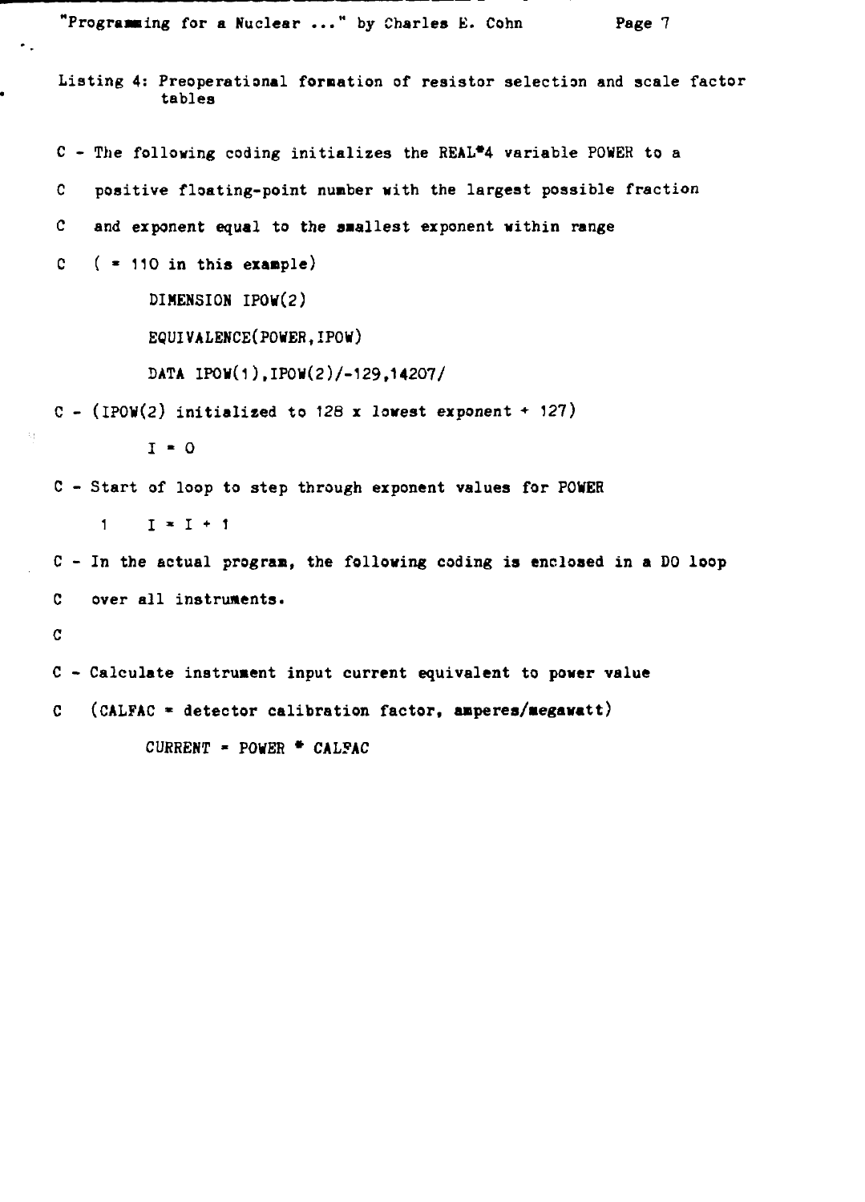Listing 4: Preoperational formation of resistor selection and scale factor tables

```
C - The following coding initializes the REAL*4 variable POWER to a
C   positive floating-point number with the largest possible fraction
C   and exponent equal to the smallest exponent within range
C   ( = 110 in this example)
       DIMENSION IPOW(2)
       EQUIVALENCE(POWER,IPOW)
       DATA IPOW(1),IPOW(2)/-129,14207/
C - (IPOW(2) initialized to 128 x lowest exponent + 127)
       I = 0
C - Start of loop to step through exponent values for POWER
   1   I = I + 1
C - In the actual program, the following coding is enclosed in a DO loop
C   over all instruments.
C
C - Calculate instrument input current equivalent to power value
C   (CALFAC = detector calibration factor, amperes/megawatt)
       CURRENT = POWER * CALFAC
```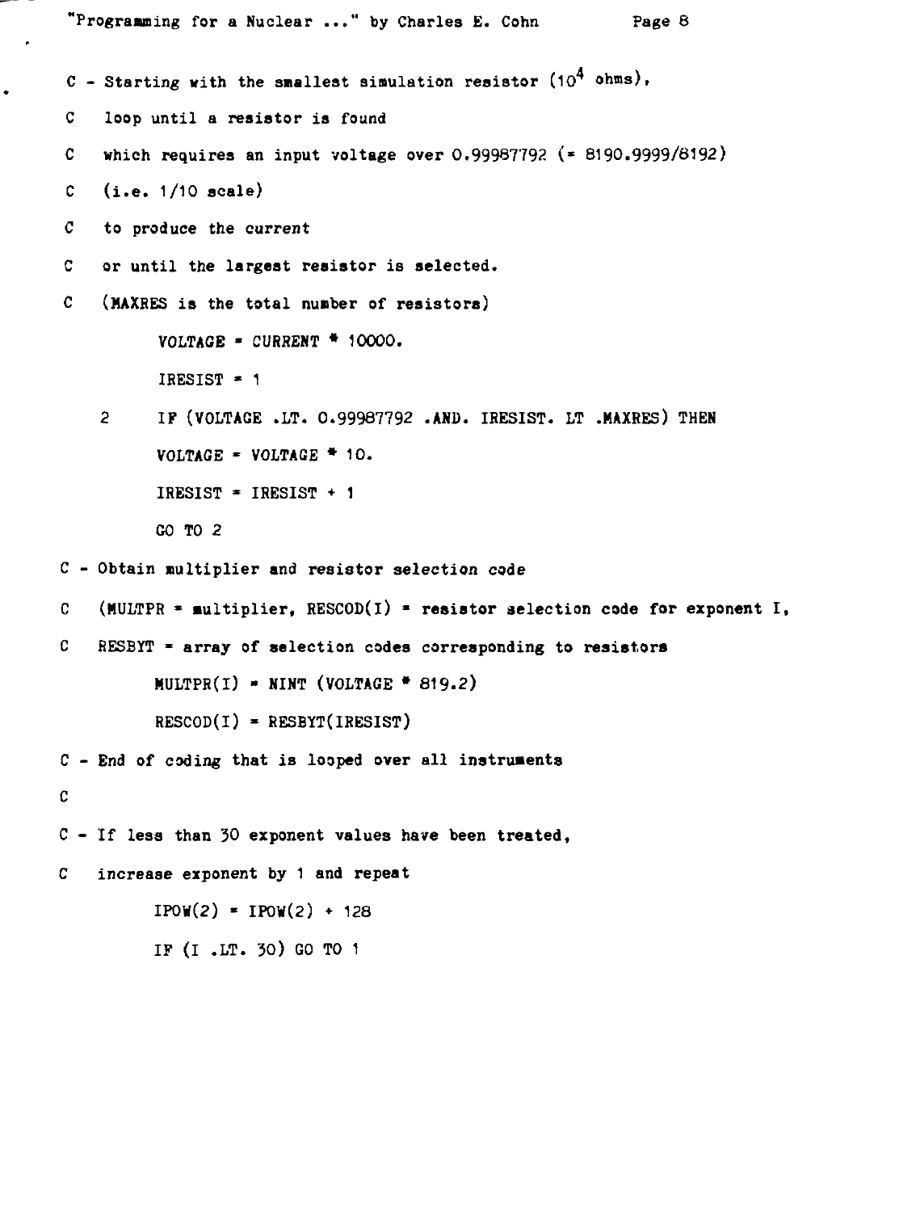```
C - Starting with the smallest simulation resistor (10^4 ohms),
C   loop until a resistor is found
C   which requires an input voltage over 0.99987792 (= 8190.9999/8192)
C   (i.e. 1/10 scale)
C   to produce the current
C   or until the largest resistor is selected.
C   (MAXRES is the total number of resistors)
        VOLTAGE = CURRENT * 10000.
        IRESIST = 1
   2    IF (VOLTAGE .LT. 0.99987792 .AND. IRESIST. LT .MAXRES) THEN
        VOLTAGE = VOLTAGE * 10.
        IRESIST = IRESIST + 1
        GO TO 2
C - Obtain multiplier and resistor selection code
C   (MULTPR = multiplier, RESCOD(I) = resistor selection code for exponent I,
C   RESBYT = array of selection codes corresponding to resistors
        MULTPR(I) = NINT (VOLTAGE * 819.2)
        RESCOD(I) = RESBYT(IRESIST)
C - End of coding that is looped over all instruments
C
C - If less than 30 exponent values have been treated,
C   increase exponent by 1 and repeat
        IPOW(2) = IPOW(2) + 128
        IF (I .LT. 30) GO TO 1
```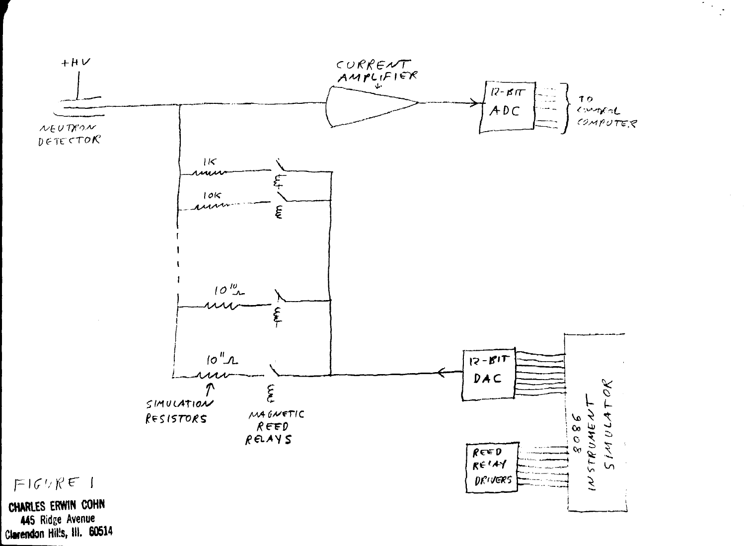+HV

NEUTRON DETECTOR

CURRENT AMPLIFIER

12-BIT ADC

TO CONTROL COMPUTER

1K

10K

$10^{10}\Omega$

$10^{11}\Omega$

SIMULATION RESISTORS

MAGNETIC REED RELAYS

12-BIT DAC

REED RELAY DRIVERS

8086 INSTRUMENT SIMULATOR

FIGURE 1

**CHARLES ERWIN COHN**
**445 Ridge Avenue**
**Clarendon Hills, Ill. 60514**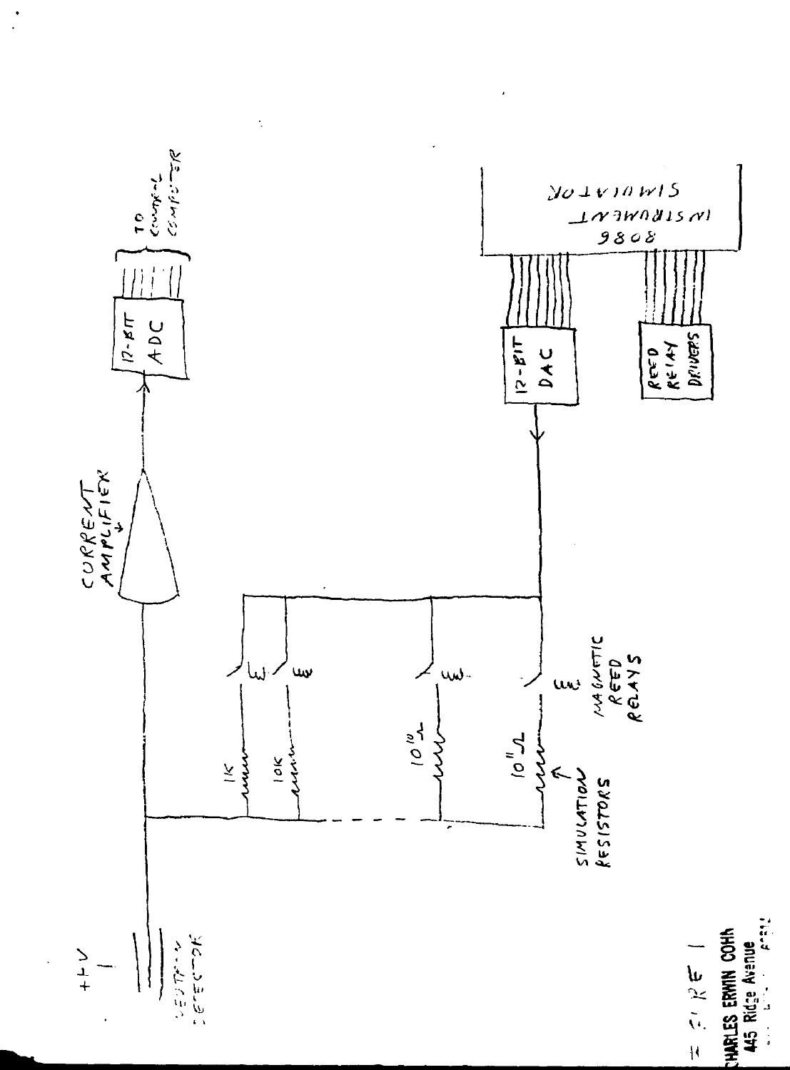+HV

NEUTRON DETECTOR

CURRENT AMPLIFIER

12-BIT ADC

TO CONTROL COMPUTER

1K

10K

$10^{10}\Omega$

$10^{11}\Omega$

SIMULATION RESISTORS

MAGNETIC REED RELAYS

12-BIT DAC

REED RELAY DRIVERS

8086 INSTRUMENT SIMULATOR

FIGURE 1

CHARLES ERWIN COHN
445 Ridge Avenue